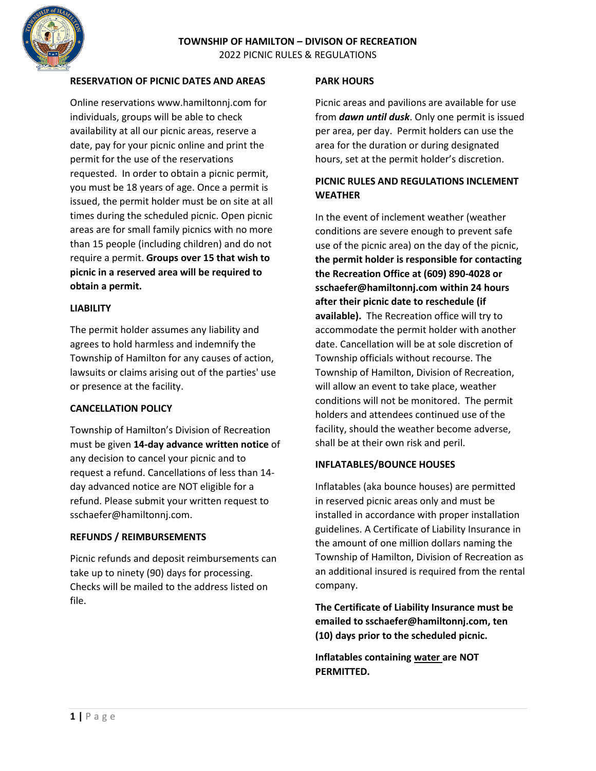# TOWNSHIP OF HAMILTON – DIVISON OF RECREATION

2022 PICNIC RULES & REGULATIONS

**RESERVATION OF PICNIC DATES AND AREAS**

Online reservations www.hamiltonnj.com for individuals, groups will be able to check availability at all our picnic areas, reserve a date, pay for your picnic online and print the permit for the use of the reservations requested. In order to obtain a picnic permit, you must be 18 years of age. Once a permit is issued, the permit holder must be on site at all times during the scheduled picnic. Open picnic areas are for small family picnics with no more than 15 people (including children) and do not require a permit. **Groups over 15 that wish to picnic in a reserved area will be required to obtain a permit.**

**LIABILITY**

The permit holder assumes any liability and agrees to hold harmless and indemnify the Township of Hamilton for any causes of action, lawsuits or claims arising out of the parties' use or presence at the facility.

**CANCELLATION POLICY**

Township of Hamilton's Division of Recreation must be given **14-day advance written notice** of any decision to cancel your picnic and to request a refund. Cancellations of less than 14-day advanced notice are NOT eligible for a refund. Please submit your written request to sschaefer@hamiltonnj.com.

**REFUNDS / REIMBURSEMENTS**

Picnic refunds and deposit reimbursements can take up to ninety (90) days for processing. Checks will be mailed to the address listed on file.

**PARK HOURS**

Picnic areas and pavilions are available for use from ***dawn until dusk***. Only one permit is issued per area, per day. Permit holders can use the area for the duration or during designated hours, set at the permit holder's discretion.

**PICNIC RULES AND REGULATIONS INCLEMENT WEATHER**

In the event of inclement weather (weather conditions are severe enough to prevent safe use of the picnic area) on the day of the picnic, **the permit holder is responsible for contacting the Recreation Office at (609) 890-4028 or sschaefer@hamiltonnj.com within 24 hours after their picnic date to reschedule (if available).** The Recreation office will try to accommodate the permit holder with another date. Cancellation will be at sole discretion of Township officials without recourse. The Township of Hamilton, Division of Recreation, will allow an event to take place, weather conditions will not be monitored. The permit holders and attendees continued use of the facility, should the weather become adverse, shall be at their own risk and peril.

**INFLATABLES/BOUNCE HOUSES**

Inflatables (aka bounce houses) are permitted in reserved picnic areas only and must be installed in accordance with proper installation guidelines. A Certificate of Liability Insurance in the amount of one million dollars naming the Township of Hamilton, Division of Recreation as an additional insured is required from the rental company.

**The Certificate of Liability Insurance must be emailed to sschaefer@hamiltonnj.com, ten (10) days prior to the scheduled picnic.**

**Inflatables containing <u>water</u> are NOT PERMITTED.**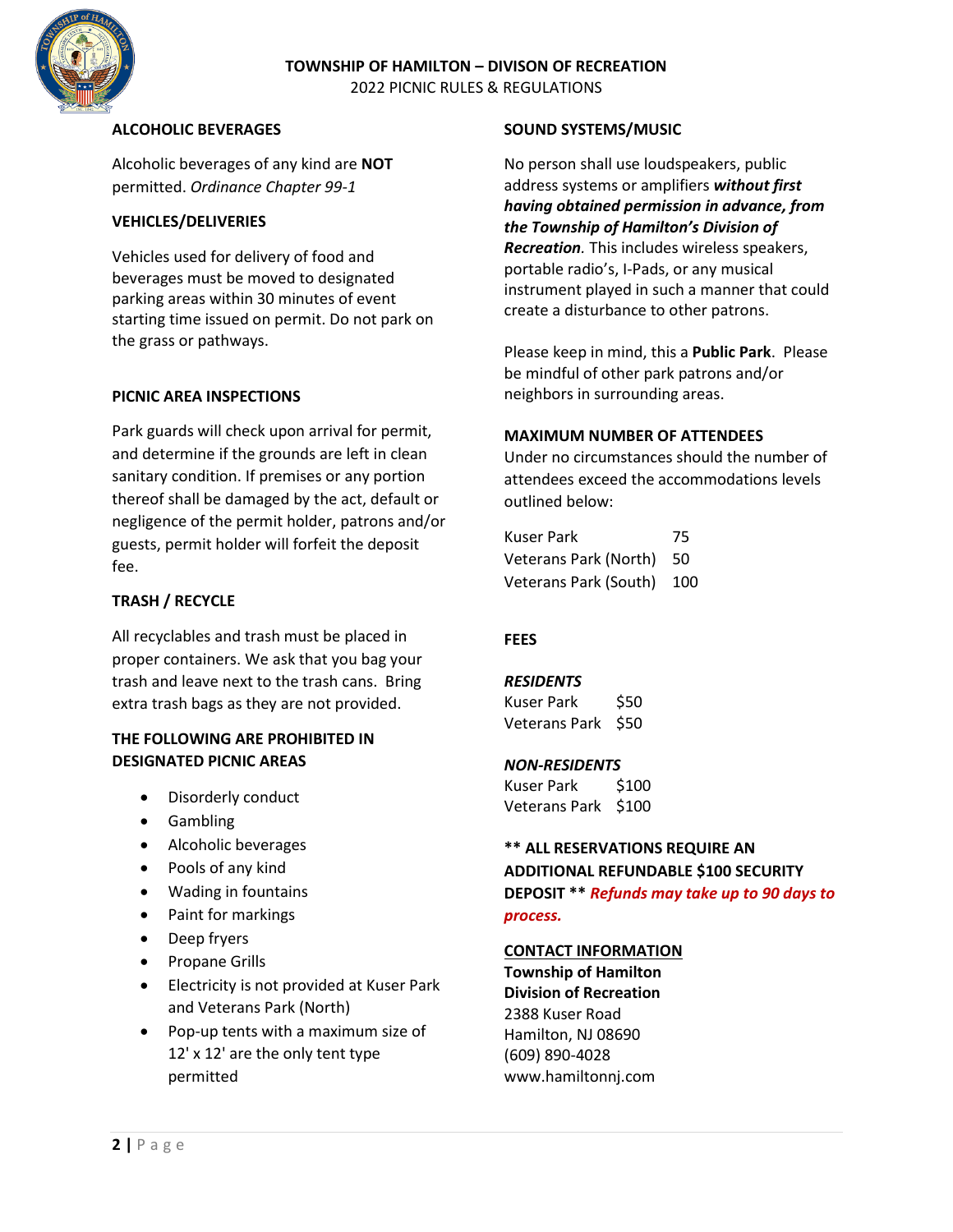# TOWNSHIP OF HAMILTON – DIVISON OF RECREATION

2022 PICNIC RULES & REGULATIONS

## ALCOHOLIC BEVERAGES

Alcoholic beverages of any kind are **NOT** permitted. *Ordinance Chapter 99-1*

## VEHICLES/DELIVERIES

Vehicles used for delivery of food and beverages must be moved to designated parking areas within 30 minutes of event starting time issued on permit. Do not park on the grass or pathways.

## PICNIC AREA INSPECTIONS

Park guards will check upon arrival for permit, and determine if the grounds are left in clean sanitary condition. If premises or any portion thereof shall be damaged by the act, default or negligence of the permit holder, patrons and/or guests, permit holder will forfeit the deposit fee.

## TRASH / RECYCLE

All recyclables and trash must be placed in proper containers. We ask that you bag your trash and leave next to the trash cans. Bring extra trash bags as they are not provided.

## THE FOLLOWING ARE PROHIBITED IN DESIGNATED PICNIC AREAS

- Disorderly conduct
- Gambling
- Alcoholic beverages
- Pools of any kind
- Wading in fountains
- Paint for markings
- Deep fryers
- Propane Grills
- Electricity is not provided at Kuser Park and Veterans Park (North)
- Pop-up tents with a maximum size of 12' x 12' are the only tent type permitted

## SOUND SYSTEMS/MUSIC

No person shall use loudspeakers, public address systems or amplifiers ***without first having obtained permission in advance, from the Township of Hamilton's Division of Recreation***. This includes wireless speakers, portable radio's, I-Pads, or any musical instrument played in such a manner that could create a disturbance to other patrons.

Please keep in mind, this a **Public Park**. Please be mindful of other park patrons and/or neighbors in surrounding areas.

## MAXIMUM NUMBER OF ATTENDEES

Under no circumstances should the number of attendees exceed the accommodations levels outlined below:

| | |
|---|---|
| Kuser Park | 75 |
| Veterans Park (North) | 50 |
| Veterans Park (South) | 100 |

## FEES

***RESIDENTS***

| | |
|---|---|
| Kuser Park | $50 |
| Veterans Park | $50 |

***NON-RESIDENTS***

| | |
|---|---|
| Kuser Park | $100 |
| Veterans Park | $100 |

**** ALL RESERVATIONS REQUIRE AN ADDITIONAL REFUNDABLE $100 SECURITY DEPOSIT **** ***Refunds may take up to 90 days to process.***

## CONTACT INFORMATION

**Township of Hamilton**
**Division of Recreation**
2388 Kuser Road
Hamilton, NJ 08690
(609) 890-4028
www.hamiltonnj.com